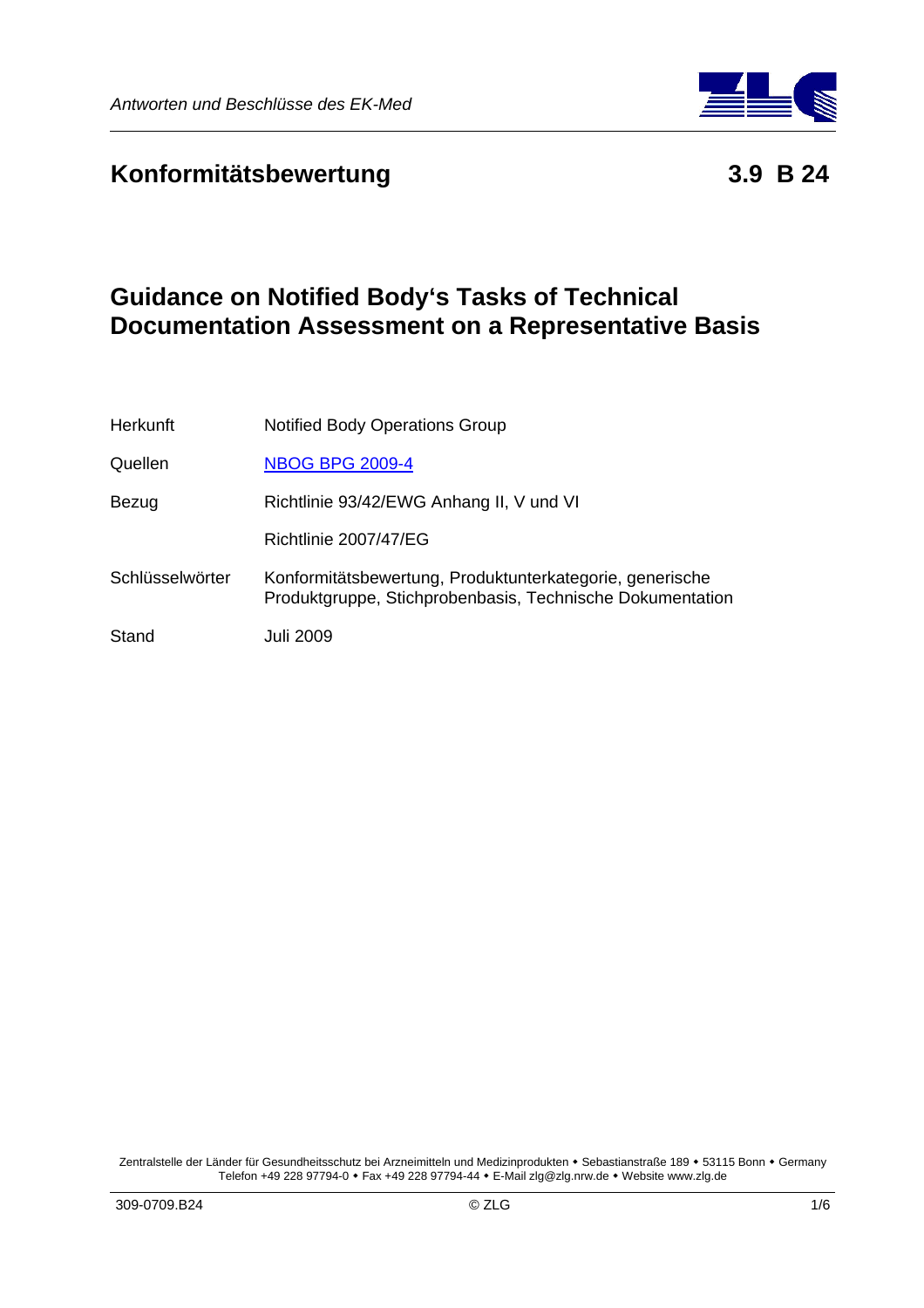# Konformitätsbewertung 3.9 B 24

## Guidance on Notified Body's Tasks of Technical Documentation Assessment on a Representative Basis

| | |
|---|---|
| Herkunft | Notified Body Operations Group |
| Quellen | NBOG BPG 2009-4 |
| Bezug | Richtlinie 93/42/EWG Anhang II, V und VI |
| | Richtlinie 2007/47/EG |
| Schlüsselwörter | Konformitätsbewertung, Produktunterkategorie, generische Produktgruppe, Stichprobenbasis, Technische Dokumentation |
| Stand | Juli 2009 |

Zentralstelle der Länder für Gesundheitsschutz bei Arzneimitteln und Medizinprodukten • Sebastianstraße 189 • 53115 Bonn • Germany
Telefon +49 228 97794-0 • Fax +49 228 97794-44 • E-Mail zlg@zlg.nrw.de • Website www.zlg.de

309-0709.B24 © ZLG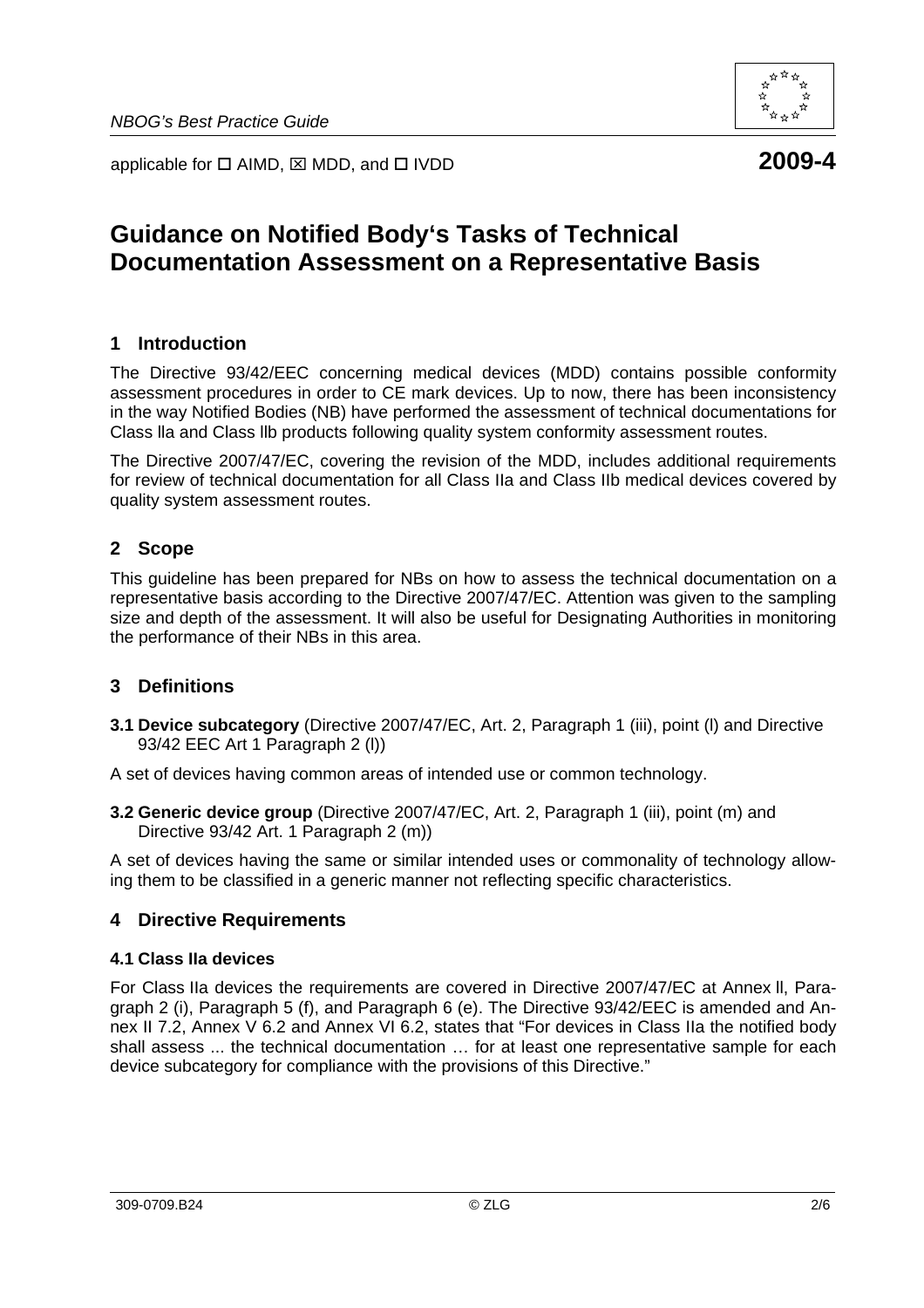applicable for ☐ AIMD, ☒ MDD, and ☐ IVDD **2009-4**

# Guidance on Notified Body's Tasks of Technical Documentation Assessment on a Representative Basis

## 1 Introduction

The Directive 93/42/EEC concerning medical devices (MDD) contains possible conformity assessment procedures in order to CE mark devices. Up to now, there has been inconsistency in the way Notified Bodies (NB) have performed the assessment of technical documentations for Class lla and Class llb products following quality system conformity assessment routes.

The Directive 2007/47/EC, covering the revision of the MDD, includes additional requirements for review of technical documentation for all Class IIa and Class IIb medical devices covered by quality system assessment routes.

## 2 Scope

This guideline has been prepared for NBs on how to assess the technical documentation on a representative basis according to the Directive 2007/47/EC. Attention was given to the sampling size and depth of the assessment. It will also be useful for Designating Authorities in monitoring the performance of their NBs in this area.

## 3 Definitions

**3.1 Device subcategory** (Directive 2007/47/EC, Art. 2, Paragraph 1 (iii), point (l) and Directive 93/42 EEC Art 1 Paragraph 2 (l))

A set of devices having common areas of intended use or common technology.

**3.2 Generic device group** (Directive 2007/47/EC, Art. 2, Paragraph 1 (iii), point (m) and Directive 93/42 Art. 1 Paragraph 2 (m))

A set of devices having the same or similar intended uses or commonality of technology allowing them to be classified in a generic manner not reflecting specific characteristics.

## 4 Directive Requirements

### 4.1 Class IIa devices

For Class IIa devices the requirements are covered in Directive 2007/47/EC at Annex ll, Paragraph 2 (i), Paragraph 5 (f), and Paragraph 6 (e). The Directive 93/42/EEC is amended and Annex II 7.2, Annex V 6.2 and Annex VI 6.2, states that "For devices in Class IIa the notified body shall assess ... the technical documentation … for at least one representative sample for each device subcategory for compliance with the provisions of this Directive."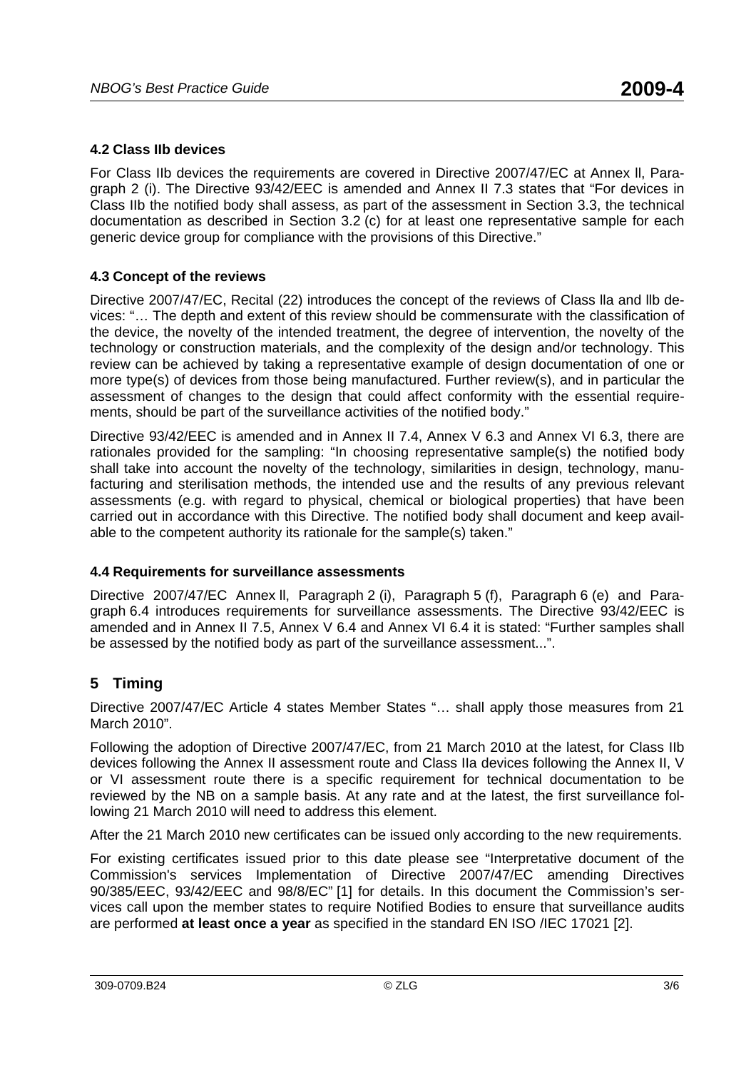### 4.2 Class IIb devices

For Class IIb devices the requirements are covered in Directive 2007/47/EC at Annex I, Paragraph 2 (i). The Directive 93/42/EEC is amended and Annex II 7.3 states that "For devices in Class IIb the notified body shall assess, as part of the assessment in Section 3.3, the technical documentation as described in Section 3.2 (c) for at least one representative sample for each generic device group for compliance with the provisions of this Directive."

### 4.3 Concept of the reviews

Directive 2007/47/EC, Recital (22) introduces the concept of the reviews of Class IIa and IIb devices: "… The depth and extent of this review should be commensurate with the classification of the device, the novelty of the intended treatment, the degree of intervention, the novelty of the technology or construction materials, and the complexity of the design and/or technology. This review can be achieved by taking a representative example of design documentation of one or more type(s) of devices from those being manufactured. Further review(s), and in particular the assessment of changes to the design that could affect conformity with the essential requirements, should be part of the surveillance activities of the notified body."

Directive 93/42/EEC is amended and in Annex II 7.4, Annex V 6.3 and Annex VI 6.3, there are rationales provided for the sampling: "In choosing representative sample(s) the notified body shall take into account the novelty of the technology, similarities in design, technology, manufacturing and sterilisation methods, the intended use and the results of any previous relevant assessments (e.g. with regard to physical, chemical or biological properties) that have been carried out in accordance with this Directive. The notified body shall document and keep available to the competent authority its rationale for the sample(s) taken."

### 4.4 Requirements for surveillance assessments

Directive 2007/47/EC Annex I, Paragraph 2 (i), Paragraph 5 (f), Paragraph 6 (e) and Paragraph 6.4 introduces requirements for surveillance assessments. The Directive 93/42/EEC is amended and in Annex II 7.5, Annex V 6.4 and Annex VI 6.4 it is stated: "Further samples shall be assessed by the notified body as part of the surveillance assessment...".

## 5 Timing

Directive 2007/47/EC Article 4 states Member States "… shall apply those measures from 21 March 2010".

Following the adoption of Directive 2007/47/EC, from 21 March 2010 at the latest, for Class IIb devices following the Annex II assessment route and Class IIa devices following the Annex II, V or VI assessment route there is a specific requirement for technical documentation to be reviewed by the NB on a sample basis. At any rate and at the latest, the first surveillance following 21 March 2010 will need to address this element.

After the 21 March 2010 new certificates can be issued only according to the new requirements.

For existing certificates issued prior to this date please see "Interpretative document of the Commission's services Implementation of Directive 2007/47/EC amending Directives 90/385/EEC, 93/42/EEC and 98/8/EC" [1] for details. In this document the Commission's services call upon the member states to require Notified Bodies to ensure that surveillance audits are performed **at least once a year** as specified in the standard EN ISO /IEC 17021 [2].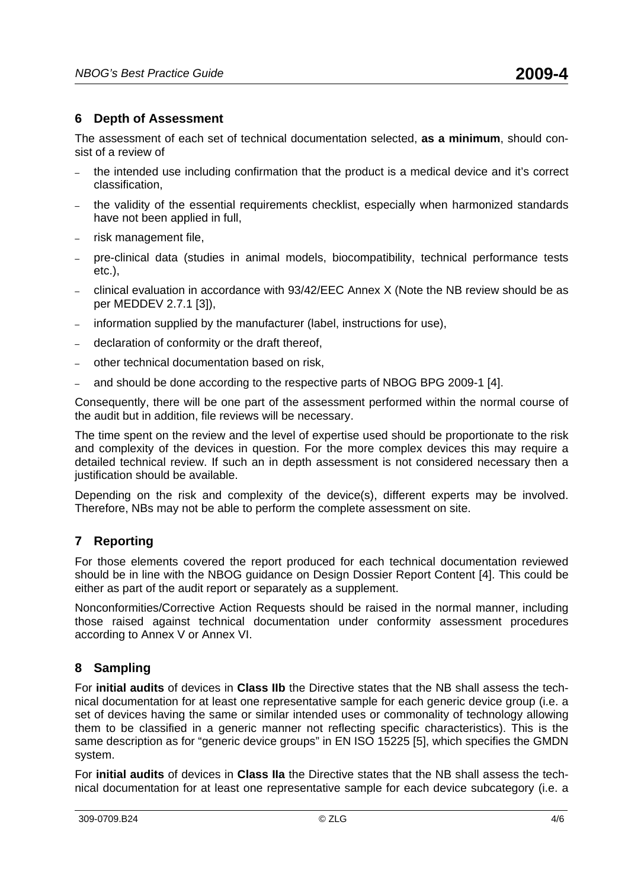## 6 Depth of Assessment

The assessment of each set of technical documentation selected, **as a minimum**, should consist of a review of

- the intended use including confirmation that the product is a medical device and it's correct classification,
- the validity of the essential requirements checklist, especially when harmonized standards have not been applied in full,
- risk management file,
- pre-clinical data (studies in animal models, biocompatibility, technical performance tests etc.),
- clinical evaluation in accordance with 93/42/EEC Annex X (Note the NB review should be as per MEDDEV 2.7.1 [3]),
- information supplied by the manufacturer (label, instructions for use),
- declaration of conformity or the draft thereof,
- other technical documentation based on risk,
- and should be done according to the respective parts of NBOG BPG 2009-1 [4].

Consequently, there will be one part of the assessment performed within the normal course of the audit but in addition, file reviews will be necessary.

The time spent on the review and the level of expertise used should be proportionate to the risk and complexity of the devices in question. For the more complex devices this may require a detailed technical review. If such an in depth assessment is not considered necessary then a justification should be available.

Depending on the risk and complexity of the device(s), different experts may be involved. Therefore, NBs may not be able to perform the complete assessment on site.

## 7 Reporting

For those elements covered the report produced for each technical documentation reviewed should be in line with the NBOG guidance on Design Dossier Report Content [4]. This could be either as part of the audit report or separately as a supplement.

Nonconformities/Corrective Action Requests should be raised in the normal manner, including those raised against technical documentation under conformity assessment procedures according to Annex V or Annex VI.

## 8 Sampling

For **initial audits** of devices in **Class IIb** the Directive states that the NB shall assess the technical documentation for at least one representative sample for each generic device group (i.e. a set of devices having the same or similar intended uses or commonality of technology allowing them to be classified in a generic manner not reflecting specific characteristics). This is the same description as for "generic device groups" in EN ISO 15225 [5], which specifies the GMDN system.

For **initial audits** of devices in **Class IIa** the Directive states that the NB shall assess the technical documentation for at least one representative sample for each device subcategory (i.e. a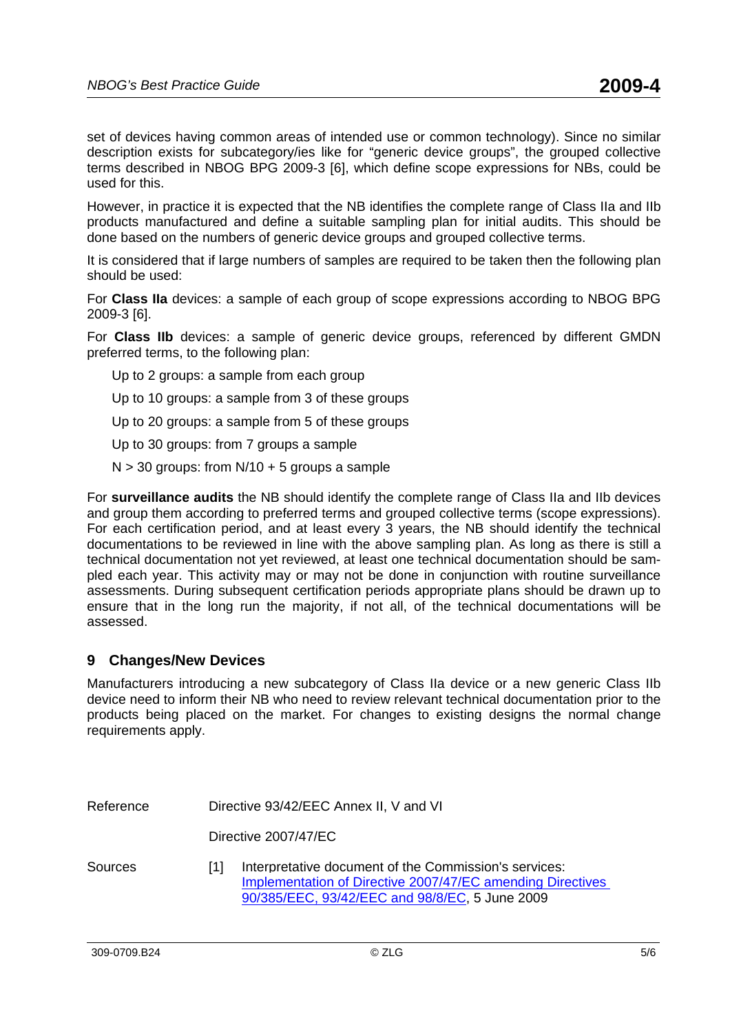set of devices having common areas of intended use or common technology). Since no similar description exists for subcategory/ies like for "generic device groups", the grouped collective terms described in NBOG BPG 2009-3 [6], which define scope expressions for NBs, could be used for this.

However, in practice it is expected that the NB identifies the complete range of Class IIa and IIb products manufactured and define a suitable sampling plan for initial audits. This should be done based on the numbers of generic device groups and grouped collective terms.

It is considered that if large numbers of samples are required to be taken then the following plan should be used:

For **Class IIa** devices: a sample of each group of scope expressions according to NBOG BPG 2009-3 [6].

For **Class IIb** devices: a sample of generic device groups, referenced by different GMDN preferred terms, to the following plan:

Up to 2 groups: a sample from each group

Up to 10 groups: a sample from 3 of these groups

Up to 20 groups: a sample from 5 of these groups

Up to 30 groups: from 7 groups a sample

$N > 30$ groups: from $N/10 + 5$ groups a sample

For **surveillance audits** the NB should identify the complete range of Class IIa and IIb devices and group them according to preferred terms and grouped collective terms (scope expressions). For each certification period, and at least every 3 years, the NB should identify the technical documentations to be reviewed in line with the above sampling plan. As long as there is still a technical documentation not yet reviewed, at least one technical documentation should be sampled each year. This activity may or may not be done in conjunction with routine surveillance assessments. During subsequent certification periods appropriate plans should be drawn up to ensure that in the long run the majority, if not all, of the technical documentations will be assessed.

## 9 Changes/New Devices

Manufacturers introducing a new subcategory of Class IIa device or a new generic Class IIb device need to inform their NB who need to review relevant technical documentation prior to the products being placed on the market. For changes to existing designs the normal change requirements apply.

Reference — Directive 93/42/EEC Annex II, V and VI

Directive 2007/47/EC

Sources

[1] Interpretative document of the Commission's services: Implementation of Directive 2007/47/EC amending Directives 90/385/EEC, 93/42/EEC and 98/8/EC, 5 June 2009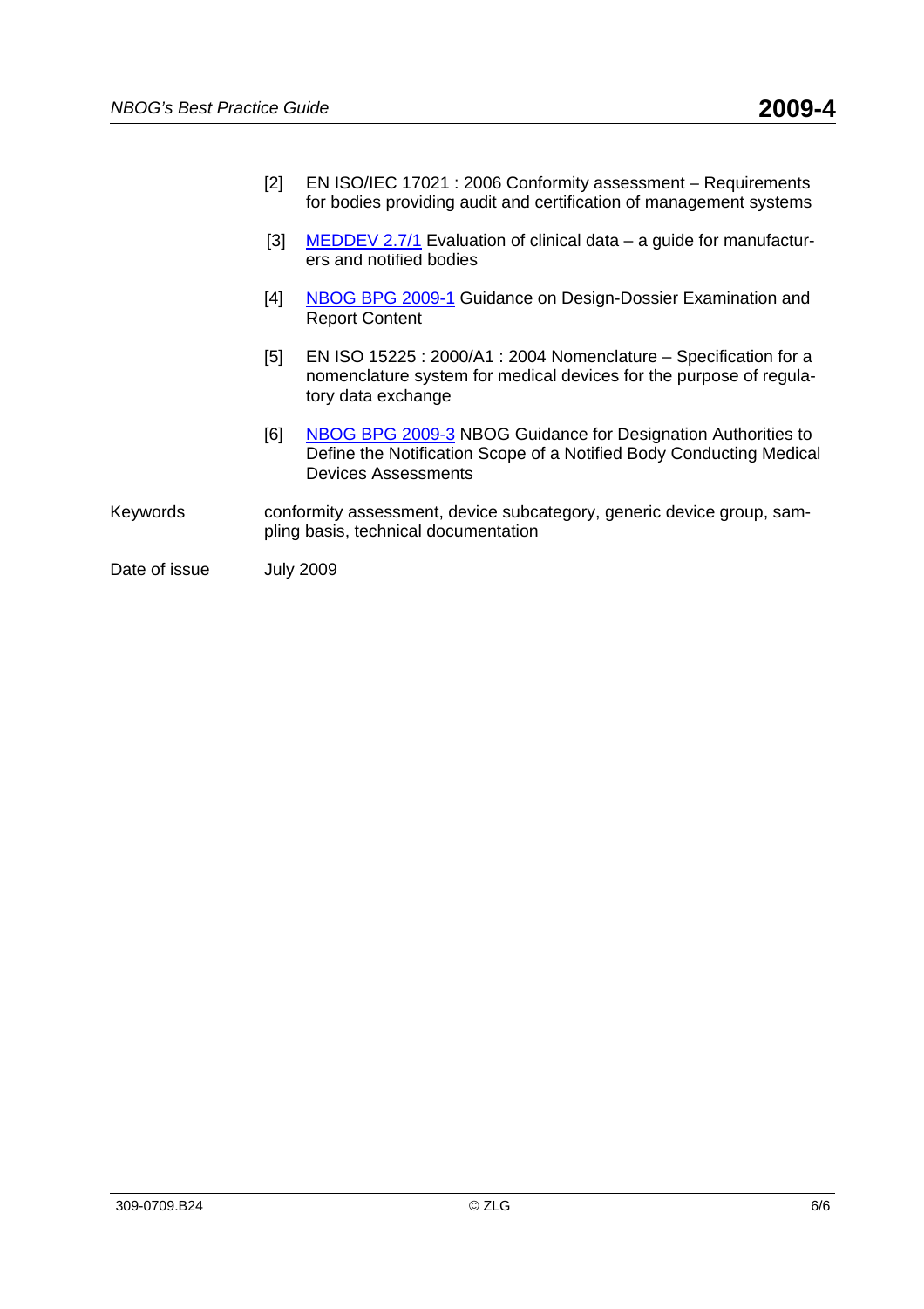[2] EN ISO/IEC 17021 : 2006 Conformity assessment – Requirements for bodies providing audit and certification of management systems

[3] MEDDEV 2.7/1 Evaluation of clinical data – a guide for manufacturers and notified bodies

[4] NBOG BPG 2009-1 Guidance on Design-Dossier Examination and Report Content

[5] EN ISO 15225 : 2000/A1 : 2004 Nomenclature – Specification for a nomenclature system for medical devices for the purpose of regulatory data exchange

[6] NBOG BPG 2009-3 NBOG Guidance for Designation Authorities to Define the Notification Scope of a Notified Body Conducting Medical Devices Assessments

| | |
|---|---|
| Keywords | conformity assessment, device subcategory, generic device group, sampling basis, technical documentation |
| Date of issue | July 2009 |